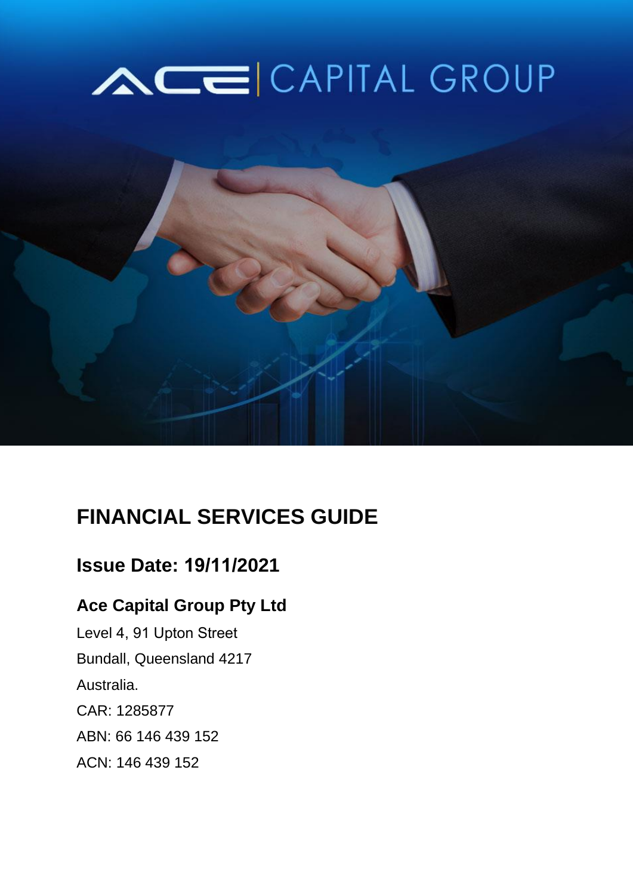# FINANCIAL SERVICES GUIDE

## Issue Date: 19/11/2021

### Ace Capital Group Pty Ltd

Level 4, 91 Upton Street

Bundall, Queensland 4217

Australia.

CAR: 1285877

ABN: 66 146 439 152

ACN: 146 439 152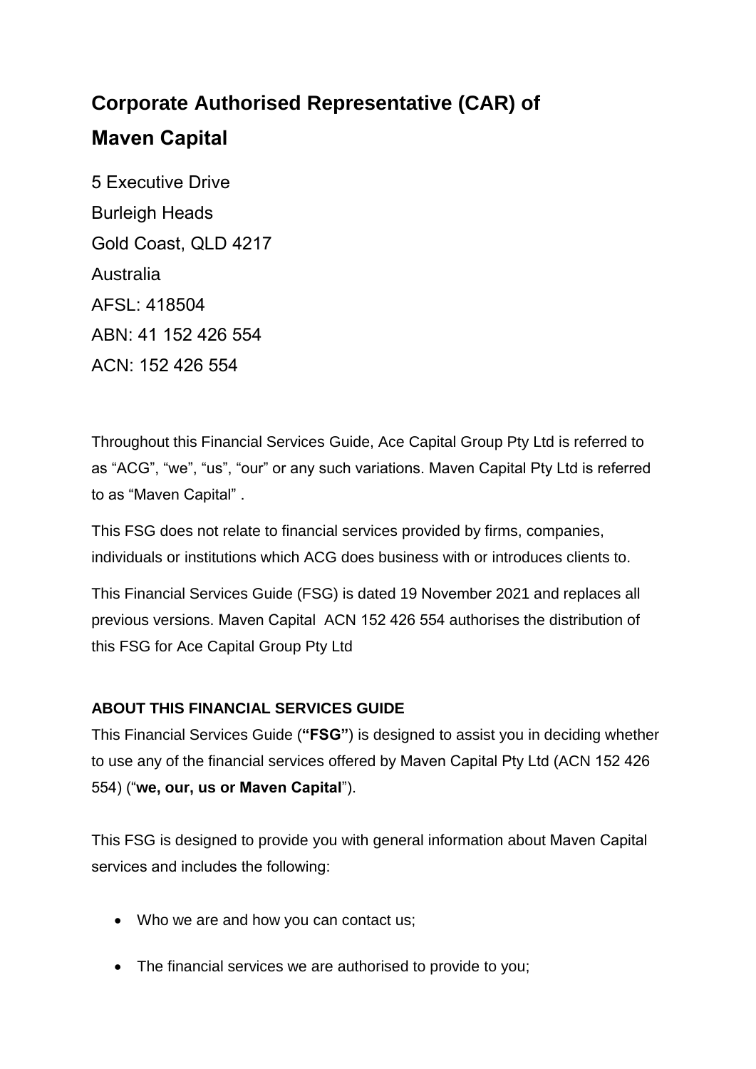# Corporate Authorised Representative (CAR) of Maven Capital

5 Executive Drive
Burleigh Heads
Gold Coast, QLD 4217
Australia
AFSL: 418504
ABN: 41 152 426 554
ACN: 152 426 554

Throughout this Financial Services Guide, Ace Capital Group Pty Ltd is referred to as "ACG", "we", "us", "our" or any such variations. Maven Capital Pty Ltd is referred to as "Maven Capital" .

This FSG does not relate to financial services provided by firms, companies, individuals or institutions which ACG does business with or introduces clients to.

This Financial Services Guide (FSG) is dated 19 November 2021 and replaces all previous versions. Maven Capital ACN 152 426 554 authorises the distribution of this FSG for Ace Capital Group Pty Ltd

**ABOUT THIS FINANCIAL SERVICES GUIDE**

This Financial Services Guide (**"FSG"**) is designed to assist you in deciding whether to use any of the financial services offered by Maven Capital Pty Ltd (ACN 152 426 554) ("**we, our, us or Maven Capital**").

This FSG is designed to provide you with general information about Maven Capital services and includes the following:

- Who we are and how you can contact us;
- The financial services we are authorised to provide to you;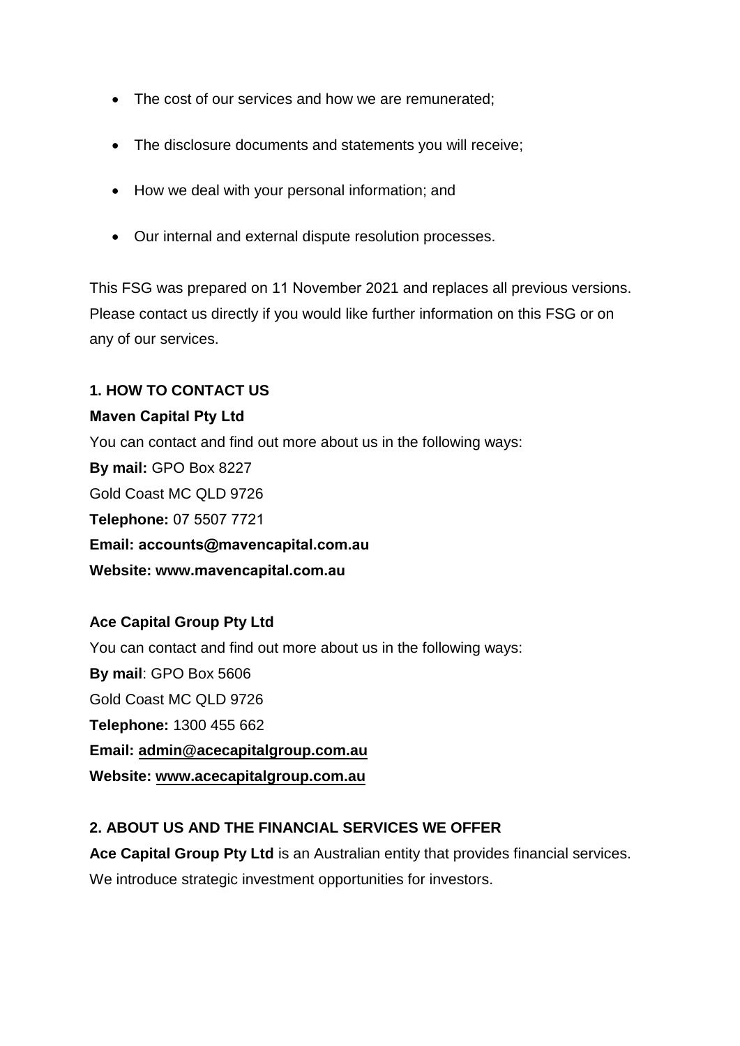- The cost of our services and how we are remunerated;
- The disclosure documents and statements you will receive;
- How we deal with your personal information; and
- Our internal and external dispute resolution processes.

This FSG was prepared on 11 November 2021 and replaces all previous versions. Please contact us directly if you would like further information on this FSG or on any of our services.

## 1. HOW TO CONTACT US

**Maven Capital Pty Ltd**

You can contact and find out more about us in the following ways:

**By mail:** GPO Box 8227

Gold Coast MC QLD 9726

**Telephone:** 07 5507 7721

**Email: accounts@mavencapital.com.au**

**Website: www.mavencapital.com.au**

**Ace Capital Group Pty Ltd**

You can contact and find out more about us in the following ways:

**By mail**: GPO Box 5606

Gold Coast MC QLD 9726

**Telephone:** 1300 455 662

**Email: admin@acecapitalgroup.com.au**

**Website: www.acecapitalgroup.com.au**

## 2. ABOUT US AND THE FINANCIAL SERVICES WE OFFER

**Ace Capital Group Pty Ltd** is an Australian entity that provides financial services. We introduce strategic investment opportunities for investors.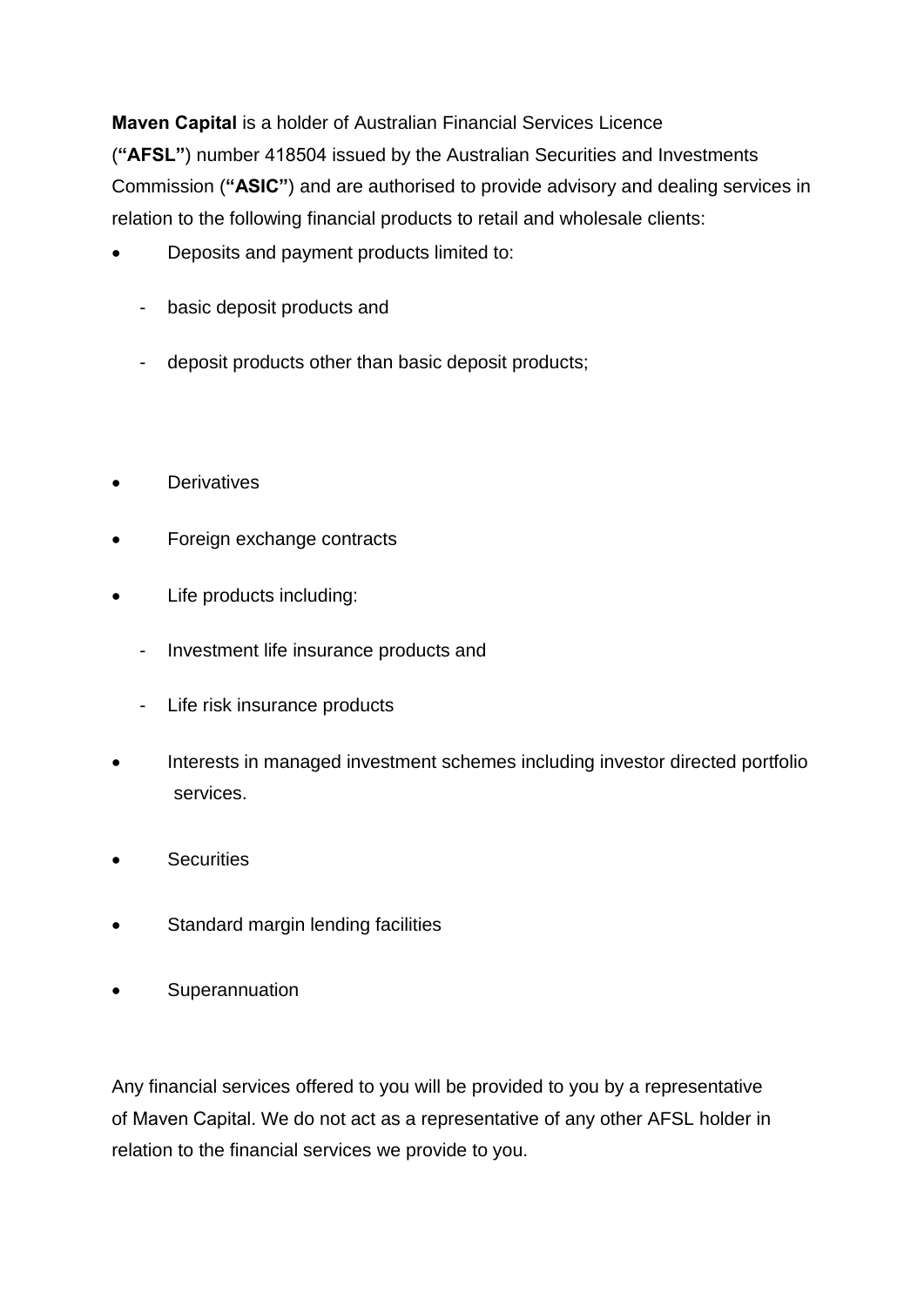**Maven Capital** is a holder of Australian Financial Services Licence (**"AFSL"**) number 418504 issued by the Australian Securities and Investments Commission (**"ASIC"**) and are authorised to provide advisory and dealing services in relation to the following financial products to retail and wholesale clients:

- Deposits and payment products limited to:
  - basic deposit products and
  - deposit products other than basic deposit products;
- Derivatives
- Foreign exchange contracts
- Life products including:
  - Investment life insurance products and
  - Life risk insurance products
- Interests in managed investment schemes including investor directed portfolio services.
- Securities
- Standard margin lending facilities
- Superannuation

Any financial services offered to you will be provided to you by a representative of Maven Capital. We do not act as a representative of any other AFSL holder in relation to the financial services we provide to you.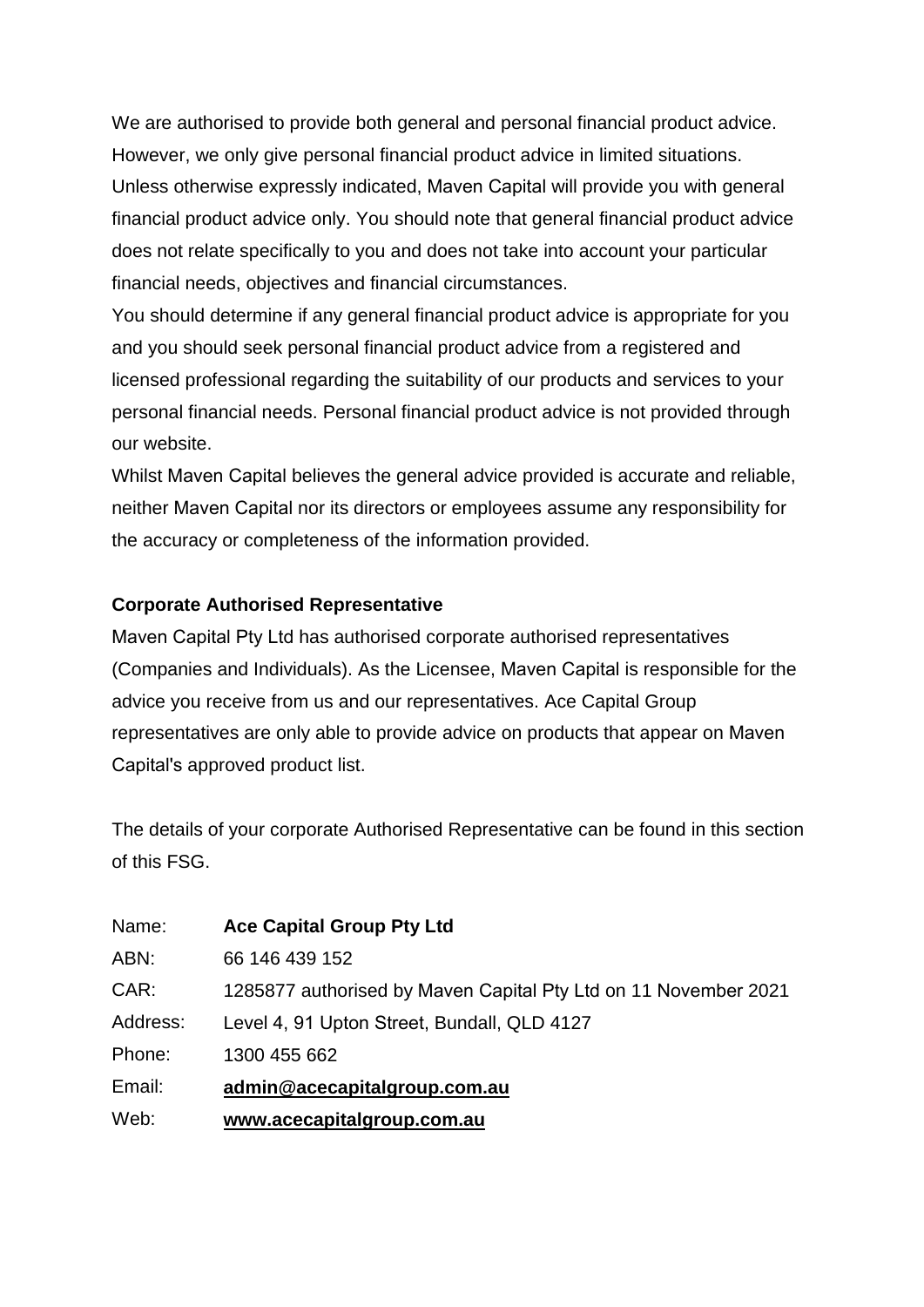We are authorised to provide both general and personal financial product advice. However, we only give personal financial product advice in limited situations. Unless otherwise expressly indicated, Maven Capital will provide you with general financial product advice only. You should note that general financial product advice does not relate specifically to you and does not take into account your particular financial needs, objectives and financial circumstances.
You should determine if any general financial product advice is appropriate for you and you should seek personal financial product advice from a registered and licensed professional regarding the suitability of our products and services to your personal financial needs. Personal financial product advice is not provided through our website.
Whilst Maven Capital believes the general advice provided is accurate and reliable, neither Maven Capital nor its directors or employees assume any responsibility for the accuracy or completeness of the information provided.

**Corporate Authorised Representative**

Maven Capital Pty Ltd has authorised corporate authorised representatives (Companies and Individuals). As the Licensee, Maven Capital is responsible for the advice you receive from us and our representatives. Ace Capital Group representatives are only able to provide advice on products that appear on Maven Capital's approved product list.

The details of your corporate Authorised Representative can be found in this section of this FSG.

| | |
|---|---|
| Name: | **Ace Capital Group Pty Ltd** |
| ABN: | 66 146 439 152 |
| CAR: | 1285877 authorised by Maven Capital Pty Ltd on 11 November 2021 |
| Address: | Level 4, 91 Upton Street, Bundall, QLD 4127 |
| Phone: | 1300 455 662 |
| Email: | **admin@acecapitalgroup.com.au** |
| Web: | **www.acecapitalgroup.com.au** |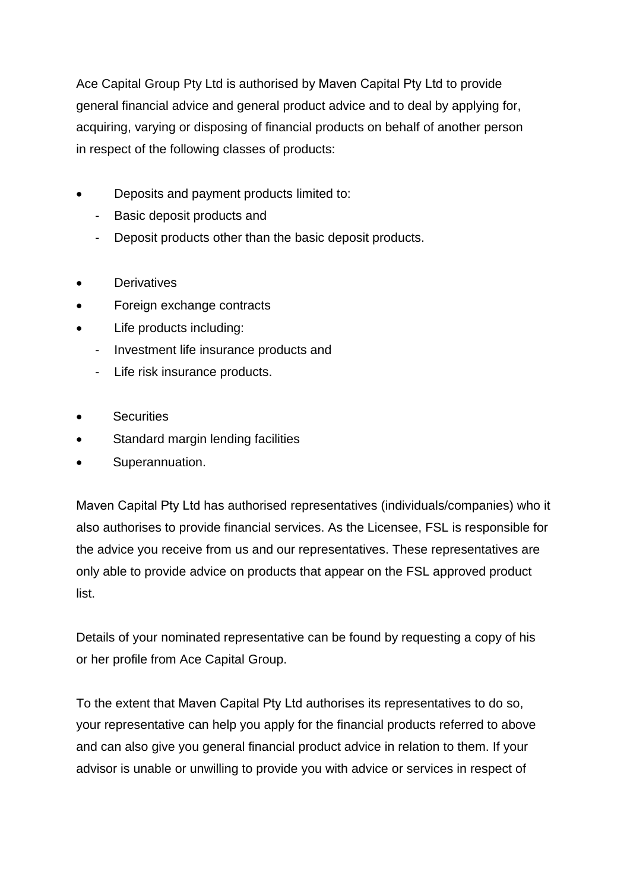Ace Capital Group Pty Ltd is authorised by Maven Capital Pty Ltd to provide general financial advice and general product advice and to deal by applying for, acquiring, varying or disposing of financial products on behalf of another person in respect of the following classes of products:

- Deposits and payment products limited to:
  - Basic deposit products and
  - Deposit products other than the basic deposit products.
- Derivatives
- Foreign exchange contracts
- Life products including:
  - Investment life insurance products and
  - Life risk insurance products.
- Securities
- Standard margin lending facilities
- Superannuation.

Maven Capital Pty Ltd has authorised representatives (individuals/companies) who it also authorises to provide financial services. As the Licensee, FSL is responsible for the advice you receive from us and our representatives. These representatives are only able to provide advice on products that appear on the FSL approved product list.

Details of your nominated representative can be found by requesting a copy of his or her profile from Ace Capital Group.

To the extent that Maven Capital Pty Ltd authorises its representatives to do so, your representative can help you apply for the financial products referred to above and can also give you general financial product advice in relation to them. If your advisor is unable or unwilling to provide you with advice or services in respect of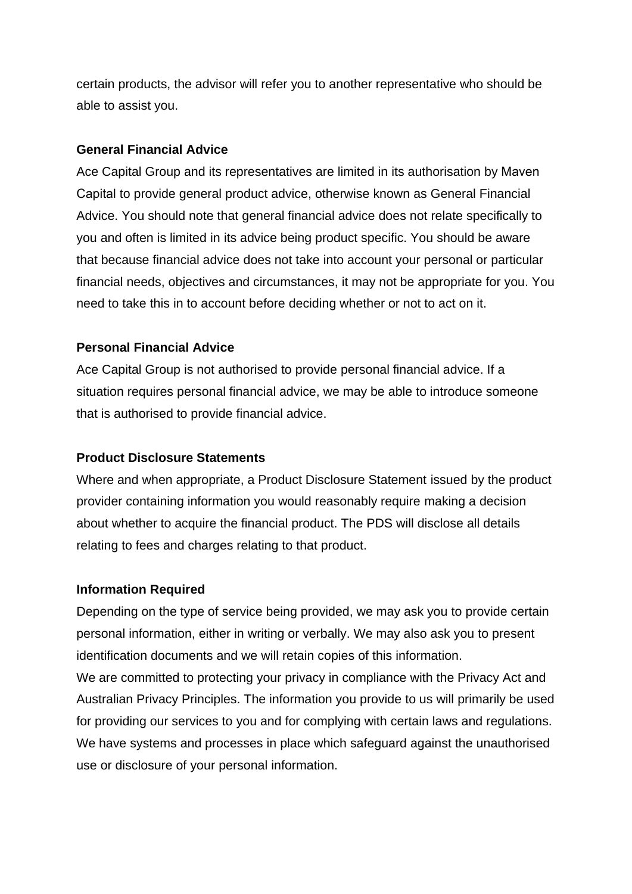certain products, the advisor will refer you to another representative who should be able to assist you.

**General Financial Advice**

Ace Capital Group and its representatives are limited in its authorisation by Maven Capital to provide general product advice, otherwise known as General Financial Advice. You should note that general financial advice does not relate specifically to you and often is limited in its advice being product specific. You should be aware that because financial advice does not take into account your personal or particular financial needs, objectives and circumstances, it may not be appropriate for you. You need to take this in to account before deciding whether or not to act on it.

**Personal Financial Advice**

Ace Capital Group is not authorised to provide personal financial advice. If a situation requires personal financial advice, we may be able to introduce someone that is authorised to provide financial advice.

**Product Disclosure Statements**

Where and when appropriate, a Product Disclosure Statement issued by the product provider containing information you would reasonably require making a decision about whether to acquire the financial product. The PDS will disclose all details relating to fees and charges relating to that product.

**Information Required**

Depending on the type of service being provided, we may ask you to provide certain personal information, either in writing or verbally. We may also ask you to present identification documents and we will retain copies of this information.

We are committed to protecting your privacy in compliance with the Privacy Act and Australian Privacy Principles. The information you provide to us will primarily be used for providing our services to you and for complying with certain laws and regulations. We have systems and processes in place which safeguard against the unauthorised use or disclosure of your personal information.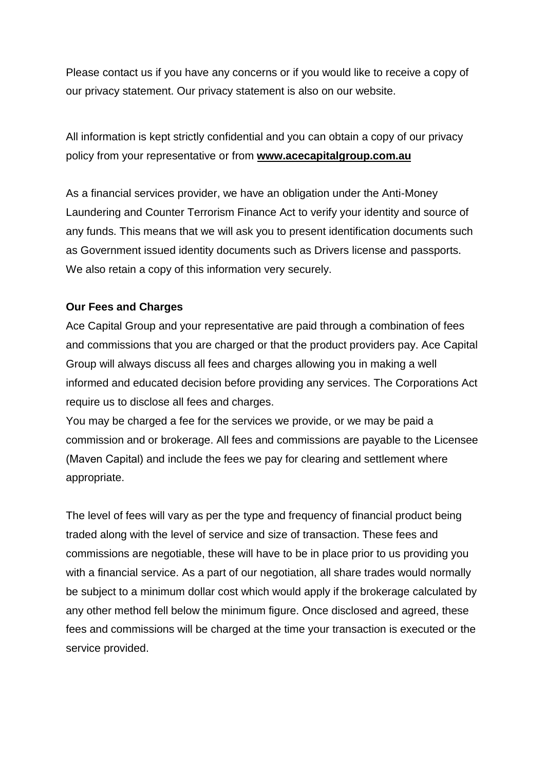Please contact us if you have any concerns or if you would like to receive a copy of our privacy statement. Our privacy statement is also on our website.

All information is kept strictly confidential and you can obtain a copy of our privacy policy from your representative or from **www.acecapitalgroup.com.au**

As a financial services provider, we have an obligation under the Anti-Money Laundering and Counter Terrorism Finance Act to verify your identity and source of any funds. This means that we will ask you to present identification documents such as Government issued identity documents such as Drivers license and passports. We also retain a copy of this information very securely.

**Our Fees and Charges**

Ace Capital Group and your representative are paid through a combination of fees and commissions that you are charged or that the product providers pay. Ace Capital Group will always discuss all fees and charges allowing you in making a well informed and educated decision before providing any services. The Corporations Act require us to disclose all fees and charges.

You may be charged a fee for the services we provide, or we may be paid a commission and or brokerage. All fees and commissions are payable to the Licensee (Maven Capital) and include the fees we pay for clearing and settlement where appropriate.

The level of fees will vary as per the type and frequency of financial product being traded along with the level of service and size of transaction. These fees and commissions are negotiable, these will have to be in place prior to us providing you with a financial service. As a part of our negotiation, all share trades would normally be subject to a minimum dollar cost which would apply if the brokerage calculated by any other method fell below the minimum figure. Once disclosed and agreed, these fees and commissions will be charged at the time your transaction is executed or the service provided.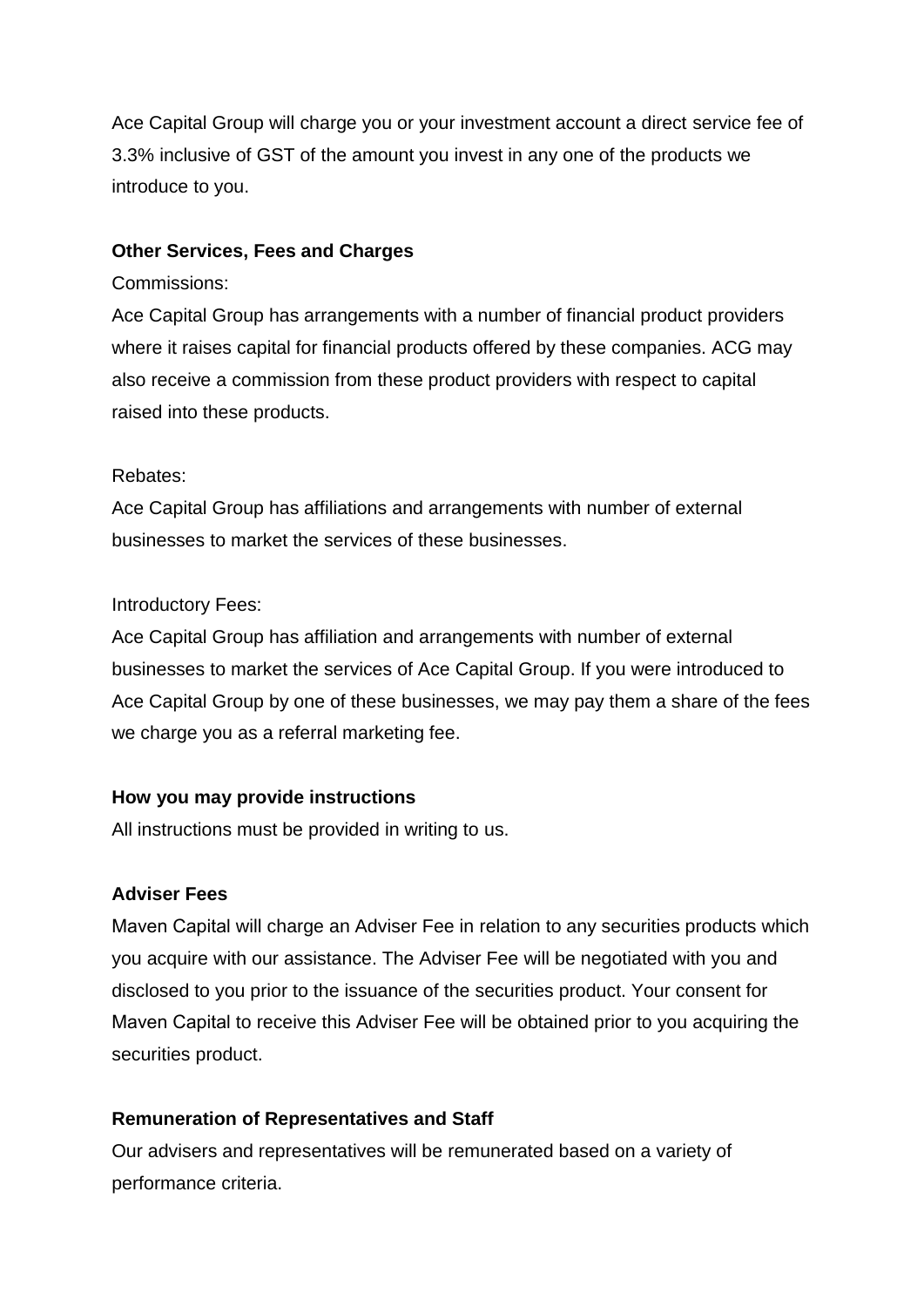Ace Capital Group will charge you or your investment account a direct service fee of 3.3% inclusive of GST of the amount you invest in any one of the products we introduce to you.

**Other Services, Fees and Charges**

Commissions:

Ace Capital Group has arrangements with a number of financial product providers where it raises capital for financial products offered by these companies. ACG may also receive a commission from these product providers with respect to capital raised into these products.

Rebates:

Ace Capital Group has affiliations and arrangements with number of external businesses to market the services of these businesses.

Introductory Fees:

Ace Capital Group has affiliation and arrangements with number of external businesses to market the services of Ace Capital Group. If you were introduced to Ace Capital Group by one of these businesses, we may pay them a share of the fees we charge you as a referral marketing fee.

**How you may provide instructions**

All instructions must be provided in writing to us.

**Adviser Fees**

Maven Capital will charge an Adviser Fee in relation to any securities products which you acquire with our assistance. The Adviser Fee will be negotiated with you and disclosed to you prior to the issuance of the securities product. Your consent for Maven Capital to receive this Adviser Fee will be obtained prior to you acquiring the securities product.

**Remuneration of Representatives and Staff**

Our advisers and representatives will be remunerated based on a variety of performance criteria.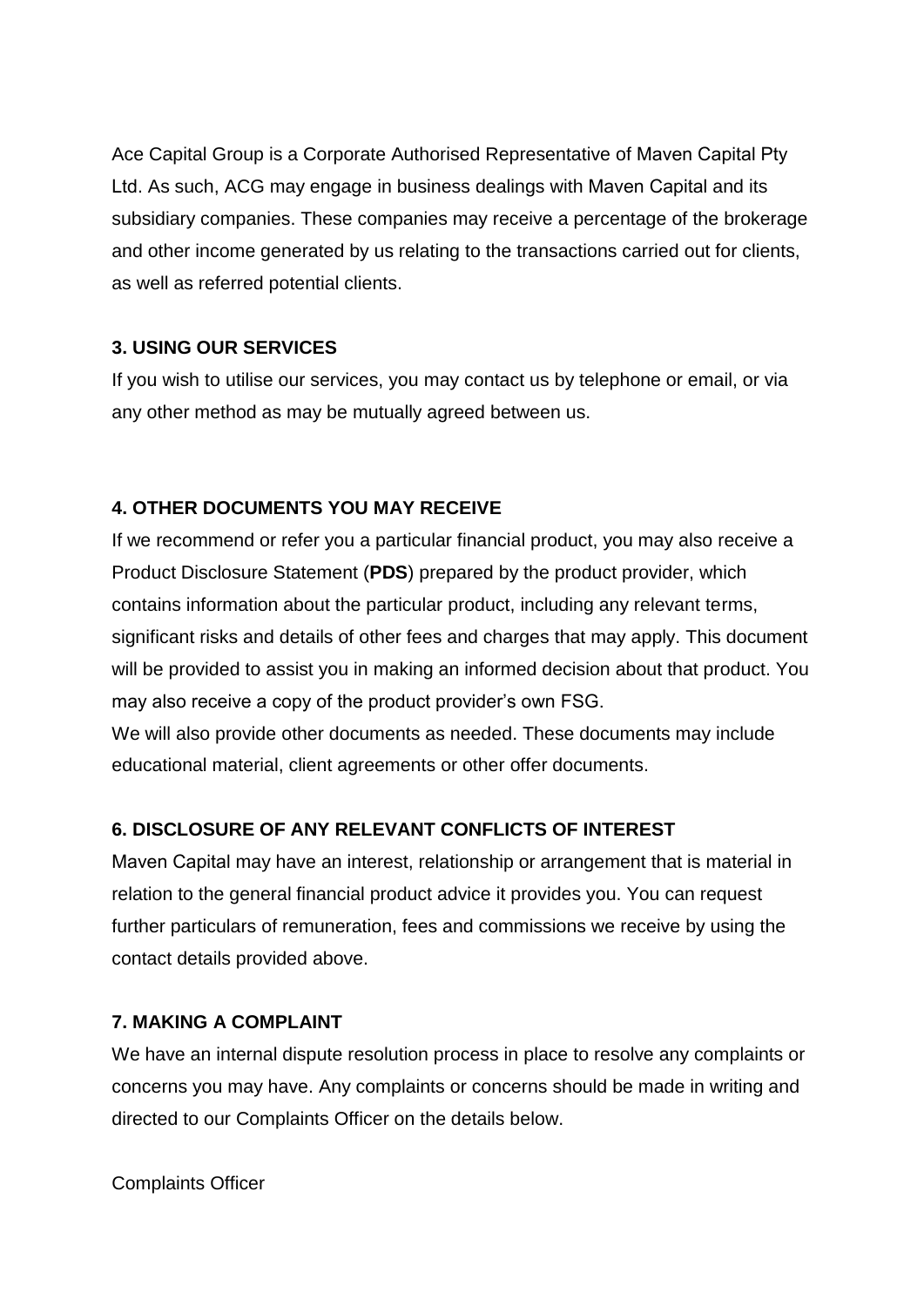Ace Capital Group is a Corporate Authorised Representative of Maven Capital Pty Ltd. As such, ACG may engage in business dealings with Maven Capital and its subsidiary companies. These companies may receive a percentage of the brokerage and other income generated by us relating to the transactions carried out for clients, as well as referred potential clients.

**3. USING OUR SERVICES**

If you wish to utilise our services, you may contact us by telephone or email, or via any other method as may be mutually agreed between us.

**4. OTHER DOCUMENTS YOU MAY RECEIVE**

If we recommend or refer you a particular financial product, you may also receive a Product Disclosure Statement (**PDS**) prepared by the product provider, which contains information about the particular product, including any relevant terms, significant risks and details of other fees and charges that may apply. This document will be provided to assist you in making an informed decision about that product. You may also receive a copy of the product provider's own FSG.

We will also provide other documents as needed. These documents may include educational material, client agreements or other offer documents.

**6. DISCLOSURE OF ANY RELEVANT CONFLICTS OF INTEREST**

Maven Capital may have an interest, relationship or arrangement that is material in relation to the general financial product advice it provides you. You can request further particulars of remuneration, fees and commissions we receive by using the contact details provided above.

**7. MAKING A COMPLAINT**

We have an internal dispute resolution process in place to resolve any complaints or concerns you may have. Any complaints or concerns should be made in writing and directed to our Complaints Officer on the details below.

Complaints Officer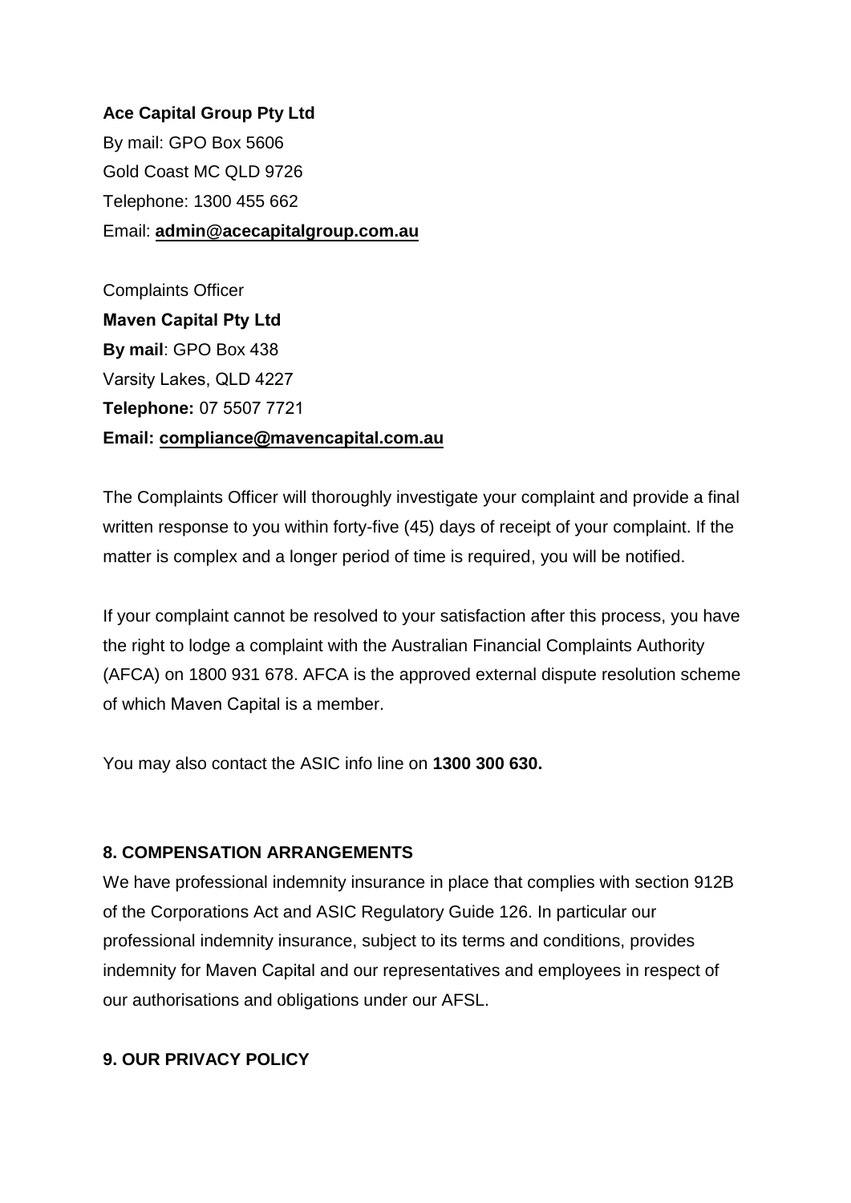**Ace Capital Group Pty Ltd**
By mail: GPO Box 5606
Gold Coast MC QLD 9726
Telephone: 1300 455 662
Email: **admin@acecapitalgroup.com.au**

Complaints Officer
**Maven Capital Pty Ltd**
**By mail**: GPO Box 438
Varsity Lakes, QLD 4227
**Telephone:** 07 5507 7721
**Email: compliance@mavencapital.com.au**

The Complaints Officer will thoroughly investigate your complaint and provide a final written response to you within forty-five (45) days of receipt of your complaint. If the matter is complex and a longer period of time is required, you will be notified.

If your complaint cannot be resolved to your satisfaction after this process, you have the right to lodge a complaint with the Australian Financial Complaints Authority (AFCA) on 1800 931 678. AFCA is the approved external dispute resolution scheme of which Maven Capital is a member.

You may also contact the ASIC info line on **1300 300 630.**

## 8. COMPENSATION ARRANGEMENTS

We have professional indemnity insurance in place that complies with section 912B of the Corporations Act and ASIC Regulatory Guide 126. In particular our professional indemnity insurance, subject to its terms and conditions, provides indemnity for Maven Capital and our representatives and employees in respect of our authorisations and obligations under our AFSL.

## 9. OUR PRIVACY POLICY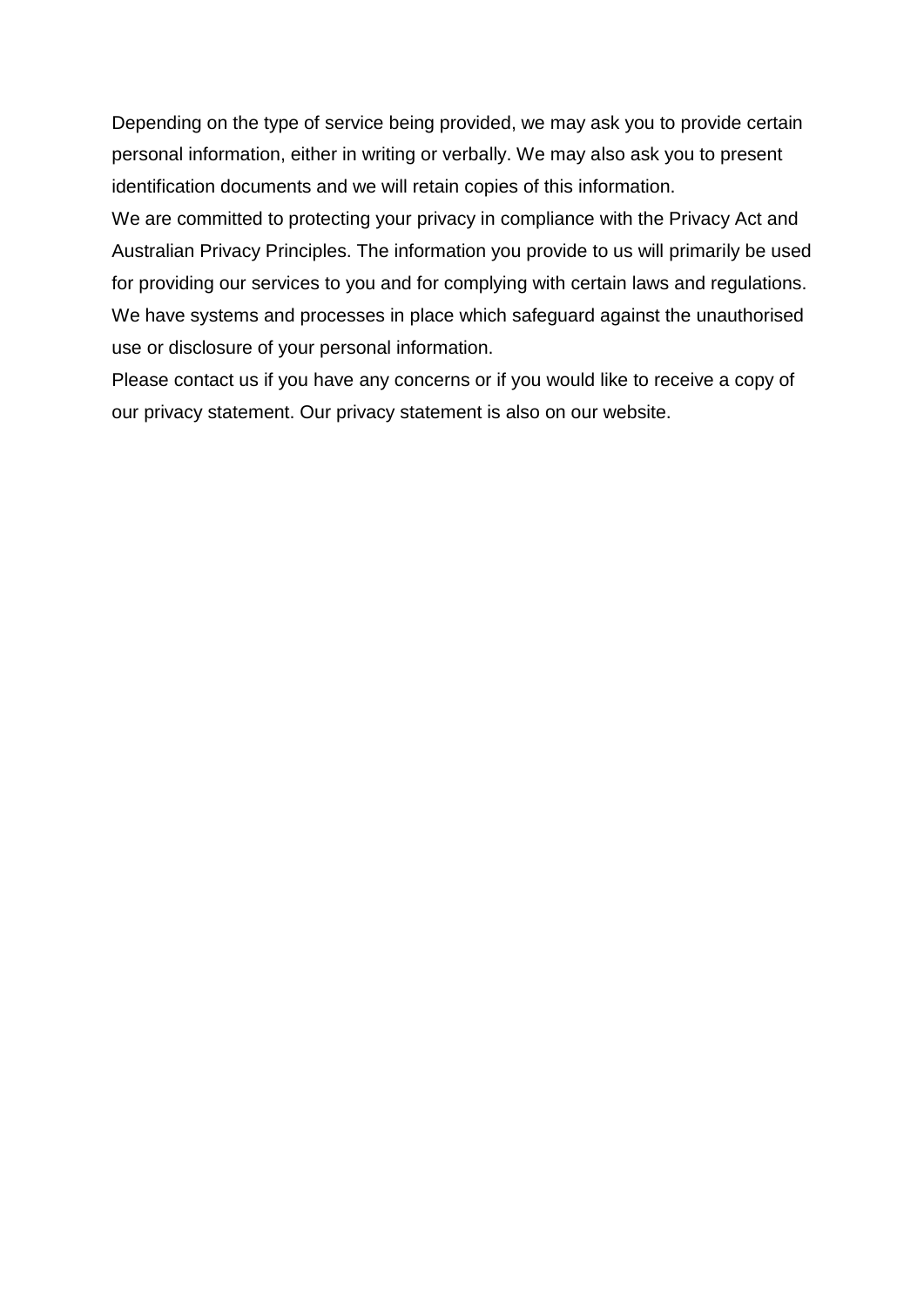Depending on the type of service being provided, we may ask you to provide certain personal information, either in writing or verbally. We may also ask you to present identification documents and we will retain copies of this information.

We are committed to protecting your privacy in compliance with the Privacy Act and Australian Privacy Principles. The information you provide to us will primarily be used for providing our services to you and for complying with certain laws and regulations. We have systems and processes in place which safeguard against the unauthorised use or disclosure of your personal information.

Please contact us if you have any concerns or if you would like to receive a copy of our privacy statement. Our privacy statement is also on our website.